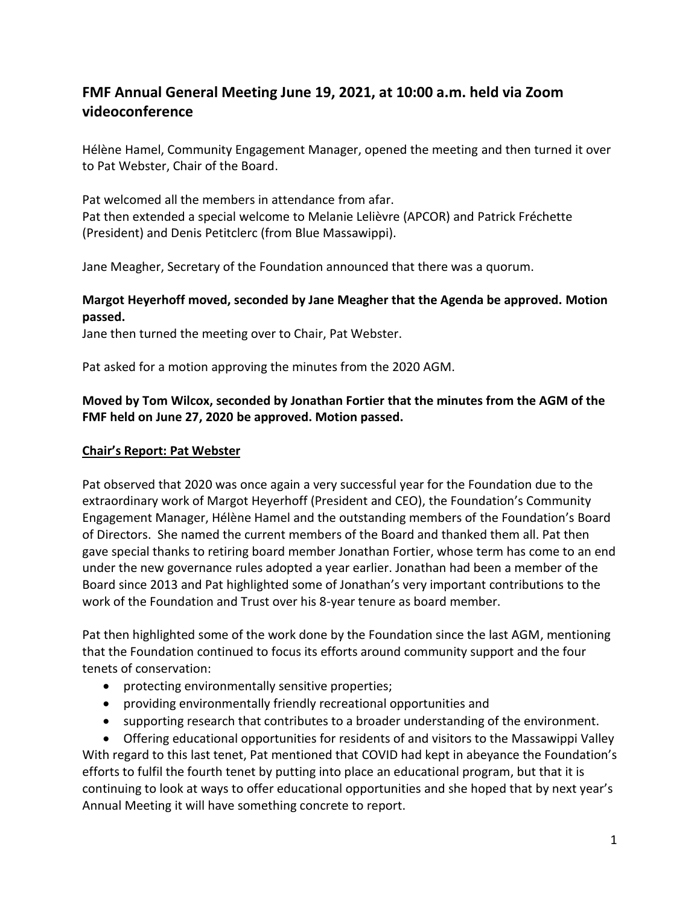## FMF Annual General Meeting June 19, 2021, at 10:00 a.m. held via Zoom videoconference

Hélène Hamel, Community Engagement Manager, opened the meeting and then turned it over to Pat Webster, Chair of the Board.

Pat welcomed all the members in attendance from afar.
Pat then extended a special welcome to Melanie Lelièvre (APCOR) and Patrick Fréchette (President) and Denis Petitclerc (from Blue Massawippi).

Jane Meagher, Secretary of the Foundation announced that there was a quorum.

**Margot Heyerhoff moved, seconded by Jane Meagher that the Agenda be approved. Motion passed.**
Jane then turned the meeting over to Chair, Pat Webster.

Pat asked for a motion approving the minutes from the 2020 AGM.

**Moved by Tom Wilcox, seconded by Jonathan Fortier that the minutes from the AGM of the FMF held on June 27, 2020 be approved. Motion passed.**

**<u>Chair's Report: Pat Webster</u>**

Pat observed that 2020 was once again a very successful year for the Foundation due to the extraordinary work of Margot Heyerhoff (President and CEO), the Foundation's Community Engagement Manager, Hélène Hamel and the outstanding members of the Foundation's Board of Directors. She named the current members of the Board and thanked them all. Pat then gave special thanks to retiring board member Jonathan Fortier, whose term has come to an end under the new governance rules adopted a year earlier. Jonathan had been a member of the Board since 2013 and Pat highlighted some of Jonathan's very important contributions to the work of the Foundation and Trust over his 8-year tenure as board member.

Pat then highlighted some of the work done by the Foundation since the last AGM, mentioning that the Foundation continued to focus its efforts around community support and the four tenets of conservation:

- protecting environmentally sensitive properties;
- providing environmentally friendly recreational opportunities and
- supporting research that contributes to a broader understanding of the environment.
- Offering educational opportunities for residents of and visitors to the Massawippi Valley

With regard to this last tenet, Pat mentioned that COVID had kept in abeyance the Foundation's efforts to fulfil the fourth tenet by putting into place an educational program, but that it is continuing to look at ways to offer educational opportunities and she hoped that by next year's Annual Meeting it will have something concrete to report.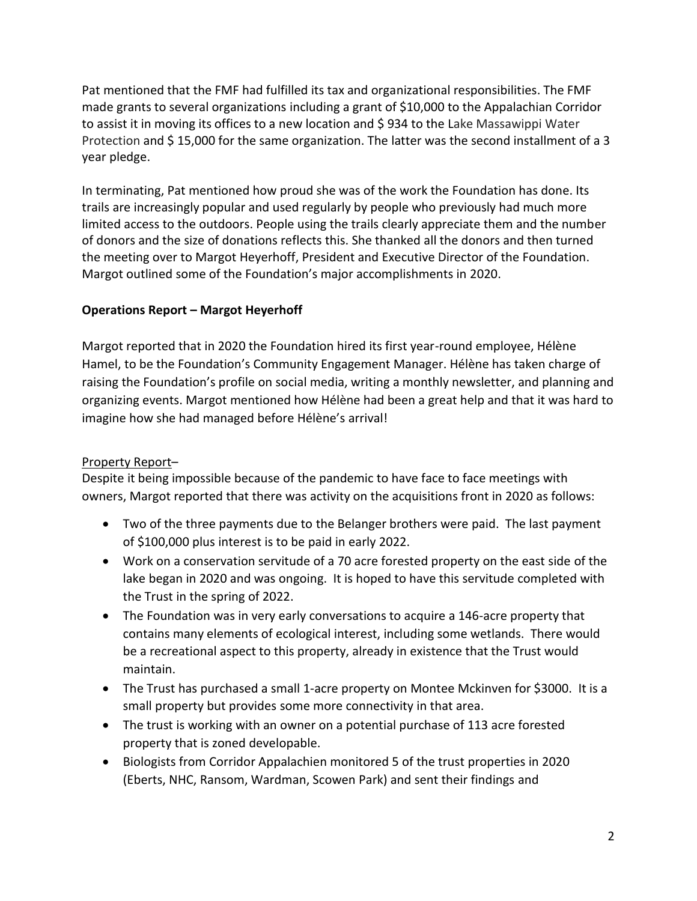Pat mentioned that the FMF had fulfilled its tax and organizational responsibilities. The FMF made grants to several organizations including a grant of $10,000 to the Appalachian Corridor to assist it in moving its offices to a new location and $ 934 to the Lake Massawippi Water Protection and $ 15,000 for the same organization. The latter was the second installment of a 3 year pledge.

In terminating, Pat mentioned how proud she was of the work the Foundation has done. Its trails are increasingly popular and used regularly by people who previously had much more limited access to the outdoors. People using the trails clearly appreciate them and the number of donors and the size of donations reflects this. She thanked all the donors and then turned the meeting over to Margot Heyerhoff, President and Executive Director of the Foundation. Margot outlined some of the Foundation's major accomplishments in 2020.

**Operations Report – Margot Heyerhoff**

Margot reported that in 2020 the Foundation hired its first year-round employee, Hélène Hamel, to be the Foundation's Community Engagement Manager. Hélène has taken charge of raising the Foundation's profile on social media, writing a monthly newsletter, and planning and organizing events. Margot mentioned how Hélène had been a great help and that it was hard to imagine how she had managed before Hélène's arrival!

Property Report–

Despite it being impossible because of the pandemic to have face to face meetings with owners, Margot reported that there was activity on the acquisitions front in 2020 as follows:

- Two of the three payments due to the Belanger brothers were paid. The last payment of $100,000 plus interest is to be paid in early 2022.
- Work on a conservation servitude of a 70 acre forested property on the east side of the lake began in 2020 and was ongoing. It is hoped to have this servitude completed with the Trust in the spring of 2022.
- The Foundation was in very early conversations to acquire a 146-acre property that contains many elements of ecological interest, including some wetlands. There would be a recreational aspect to this property, already in existence that the Trust would maintain.
- The Trust has purchased a small 1-acre property on Montee Mckinven for $3000. It is a small property but provides some more connectivity in that area.
- The trust is working with an owner on a potential purchase of 113 acre forested property that is zoned developable.
- Biologists from Corridor Appalachien monitored 5 of the trust properties in 2020 (Eberts, NHC, Ransom, Wardman, Scowen Park) and sent their findings and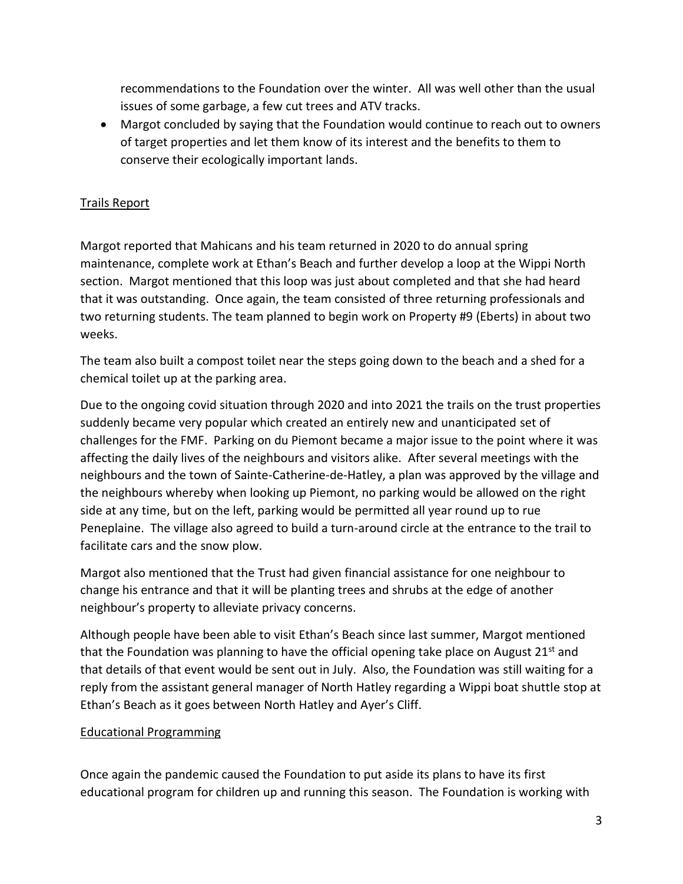recommendations to the Foundation over the winter. All was well other than the usual issues of some garbage, a few cut trees and ATV tracks.

- Margot concluded by saying that the Foundation would continue to reach out to owners of target properties and let them know of its interest and the benefits to them to conserve their ecologically important lands.

## Trails Report

Margot reported that Mahicans and his team returned in 2020 to do annual spring maintenance, complete work at Ethan's Beach and further develop a loop at the Wippi North section. Margot mentioned that this loop was just about completed and that she had heard that it was outstanding. Once again, the team consisted of three returning professionals and two returning students. The team planned to begin work on Property #9 (Eberts) in about two weeks.

The team also built a compost toilet near the steps going down to the beach and a shed for a chemical toilet up at the parking area.

Due to the ongoing covid situation through 2020 and into 2021 the trails on the trust properties suddenly became very popular which created an entirely new and unanticipated set of challenges for the FMF. Parking on du Piemont became a major issue to the point where it was affecting the daily lives of the neighbours and visitors alike. After several meetings with the neighbours and the town of Sainte-Catherine-de-Hatley, a plan was approved by the village and the neighbours whereby when looking up Piemont, no parking would be allowed on the right side at any time, but on the left, parking would be permitted all year round up to rue Peneplaine. The village also agreed to build a turn-around circle at the entrance to the trail to facilitate cars and the snow plow.

Margot also mentioned that the Trust had given financial assistance for one neighbour to change his entrance and that it will be planting trees and shrubs at the edge of another neighbour's property to alleviate privacy concerns.

Although people have been able to visit Ethan's Beach since last summer, Margot mentioned that the Foundation was planning to have the official opening take place on August 21st and that details of that event would be sent out in July. Also, the Foundation was still waiting for a reply from the assistant general manager of North Hatley regarding a Wippi boat shuttle stop at Ethan's Beach as it goes between North Hatley and Ayer's Cliff.

## Educational Programming

Once again the pandemic caused the Foundation to put aside its plans to have its first educational program for children up and running this season. The Foundation is working with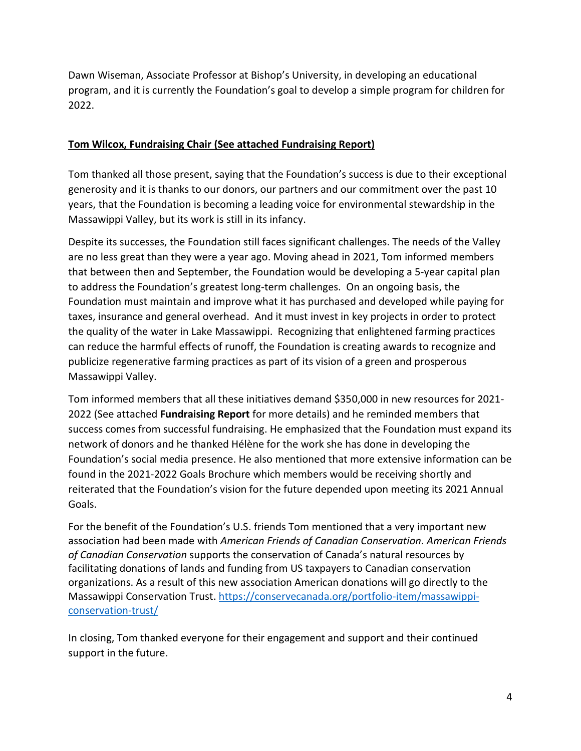Dawn Wiseman, Associate Professor at Bishop's University, in developing an educational program, and it is currently the Foundation's goal to develop a simple program for children for 2022.

**Tom Wilcox, Fundraising Chair (See attached Fundraising Report)**

Tom thanked all those present, saying that the Foundation's success is due to their exceptional generosity and it is thanks to our donors, our partners and our commitment over the past 10 years, that the Foundation is becoming a leading voice for environmental stewardship in the Massawippi Valley, but its work is still in its infancy.

Despite its successes, the Foundation still faces significant challenges. The needs of the Valley are no less great than they were a year ago. Moving ahead in 2021, Tom informed members that between then and September, the Foundation would be developing a 5-year capital plan to address the Foundation's greatest long-term challenges. On an ongoing basis, the Foundation must maintain and improve what it has purchased and developed while paying for taxes, insurance and general overhead. And it must invest in key projects in order to protect the quality of the water in Lake Massawippi. Recognizing that enlightened farming practices can reduce the harmful effects of runoff, the Foundation is creating awards to recognize and publicize regenerative farming practices as part of its vision of a green and prosperous Massawippi Valley.

Tom informed members that all these initiatives demand $350,000 in new resources for 2021-2022 (See attached **Fundraising Report** for more details) and he reminded members that success comes from successful fundraising. He emphasized that the Foundation must expand its network of donors and he thanked Hélène for the work she has done in developing the Foundation's social media presence. He also mentioned that more extensive information can be found in the 2021-2022 Goals Brochure which members would be receiving shortly and reiterated that the Foundation's vision for the future depended upon meeting its 2021 Annual Goals.

For the benefit of the Foundation's U.S. friends Tom mentioned that a very important new association had been made with *American Friends of Canadian Conservation. American Friends of Canadian Conservation* supports the conservation of Canada's natural resources by facilitating donations of lands and funding from US taxpayers to Canadian conservation organizations. As a result of this new association American donations will go directly to the Massawippi Conservation Trust. [https://conservecanada.org/portfolio-item/massawippi-conservation-trust/](https://conservecanada.org/portfolio-item/massawippi-conservation-trust/)

In closing, Tom thanked everyone for their engagement and support and their continued support in the future.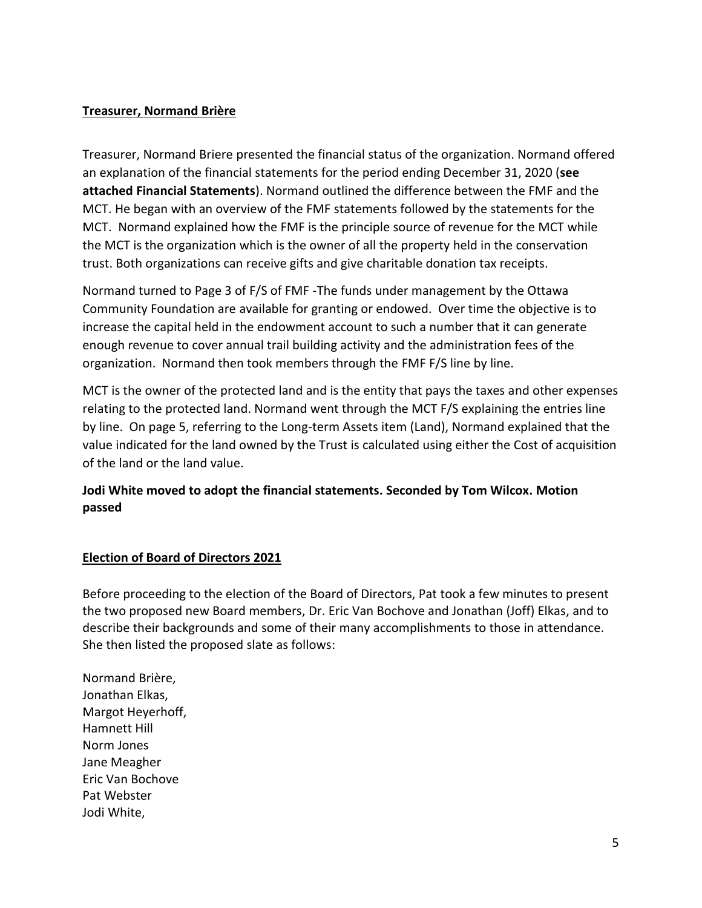**Treasurer, Normand Brière**

Treasurer, Normand Briere presented the financial status of the organization. Normand offered an explanation of the financial statements for the period ending December 31, 2020 (**see attached Financial Statements**). Normand outlined the difference between the FMF and the MCT. He began with an overview of the FMF statements followed by the statements for the MCT. Normand explained how the FMF is the principle source of revenue for the MCT while the MCT is the organization which is the owner of all the property held in the conservation trust. Both organizations can receive gifts and give charitable donation tax receipts.

Normand turned to Page 3 of F/S of FMF -The funds under management by the Ottawa Community Foundation are available for granting or endowed. Over time the objective is to increase the capital held in the endowment account to such a number that it can generate enough revenue to cover annual trail building activity and the administration fees of the organization. Normand then took members through the FMF F/S line by line.

MCT is the owner of the protected land and is the entity that pays the taxes and other expenses relating to the protected land. Normand went through the MCT F/S explaining the entries line by line. On page 5, referring to the Long-term Assets item (Land), Normand explained that the value indicated for the land owned by the Trust is calculated using either the Cost of acquisition of the land or the land value.

**Jodi White moved to adopt the financial statements. Seconded by Tom Wilcox. Motion passed**

**Election of Board of Directors 2021**

Before proceeding to the election of the Board of Directors, Pat took a few minutes to present the two proposed new Board members, Dr. Eric Van Bochove and Jonathan (Joff) Elkas, and to describe their backgrounds and some of their many accomplishments to those in attendance. She then listed the proposed slate as follows:

Normand Brière,
Jonathan Elkas,
Margot Heyerhoff,
Hamnett Hill
Norm Jones
Jane Meagher
Eric Van Bochove
Pat Webster
Jodi White,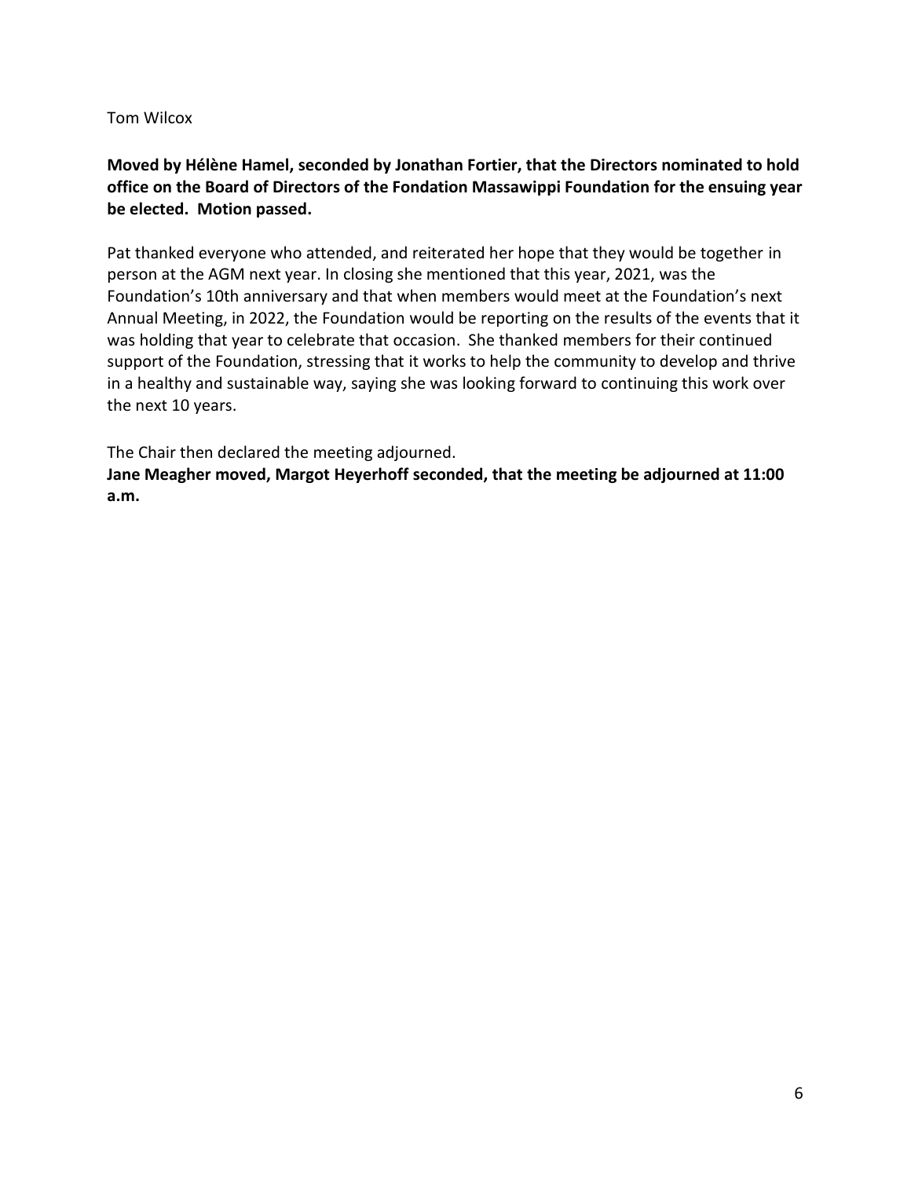Tom Wilcox

**Moved by Hélène Hamel, seconded by Jonathan Fortier, that the Directors nominated to hold office on the Board of Directors of the Fondation Massawippi Foundation for the ensuing year be elected. Motion passed.**

Pat thanked everyone who attended, and reiterated her hope that they would be together in person at the AGM next year. In closing she mentioned that this year, 2021, was the Foundation's 10th anniversary and that when members would meet at the Foundation's next Annual Meeting, in 2022, the Foundation would be reporting on the results of the events that it was holding that year to celebrate that occasion. She thanked members for their continued support of the Foundation, stressing that it works to help the community to develop and thrive in a healthy and sustainable way, saying she was looking forward to continuing this work over the next 10 years.

The Chair then declared the meeting adjourned.

**Jane Meagher moved, Margot Heyerhoff seconded, that the meeting be adjourned at 11:00 a.m.**